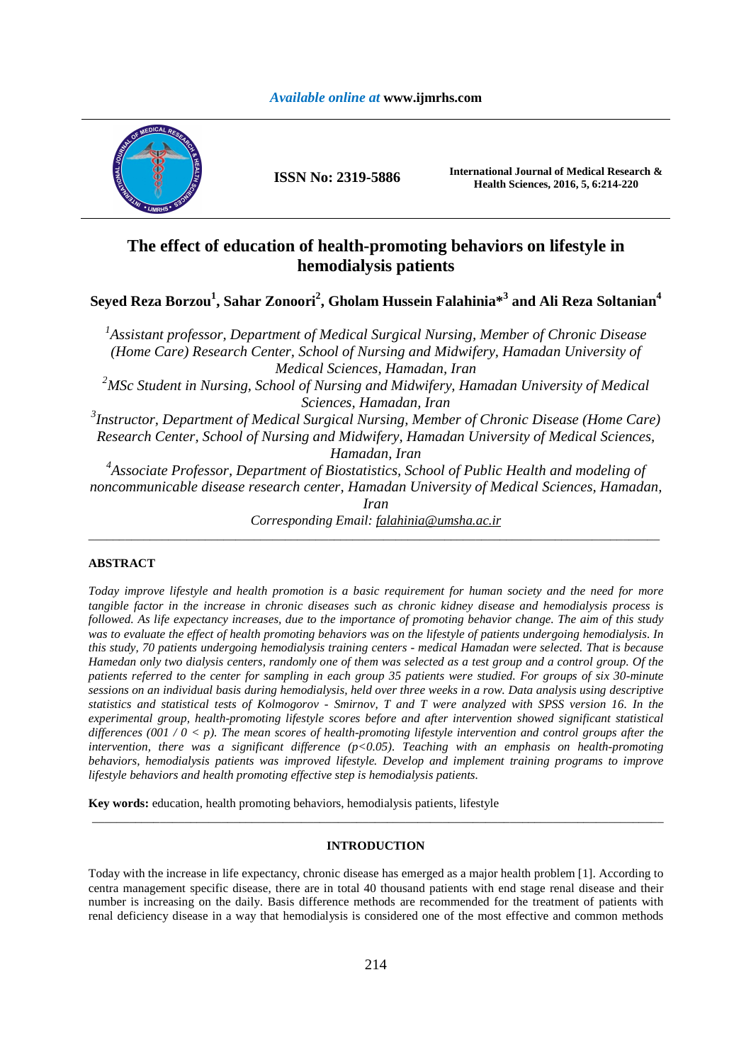# The effect of education of health-promoting behaviors on lifestyle in hemodialysis patients

**Seyed Reza Borzou[1], Sahar Zonoori[2], Gholam Hussein Falahinia*[3] and Ali Reza Soltanian[4]**

*[1]Assistant professor, Department of Medical Surgical Nursing, Member of Chronic Disease (Home Care) Research Center, School of Nursing and Midwifery, Hamadan University of Medical Sciences, Hamadan, Iran*

*[2]MSc Student in Nursing, School of Nursing and Midwifery, Hamadan University of Medical Sciences, Hamadan, Iran*

*[3]Instructor, Department of Medical Surgical Nursing, Member of Chronic Disease (Home Care) Research Center, School of Nursing and Midwifery, Hamadan University of Medical Sciences, Hamadan, Iran*

*[4]Associate Professor, Department of Biostatistics, School of Public Health and modeling of noncommunicable disease research center, Hamadan University of Medical Sciences, Hamadan, Iran*

*Corresponding Email: falahinia@umsha.ac.ir*

---

## ABSTRACT

*Today improve lifestyle and health promotion is a basic requirement for human society and the need for more tangible factor in the increase in chronic diseases such as chronic kidney disease and hemodialysis process is followed. As life expectancy increases, due to the importance of promoting behavior change. The aim of this study was to evaluate the effect of health promoting behaviors was on the lifestyle of patients undergoing hemodialysis. In this study, 70 patients undergoing hemodialysis training centers - medical Hamadan were selected. That is because Hamedan only two dialysis centers, randomly one of them was selected as a test group and a control group. Of the patients referred to the center for sampling in each group 35 patients were studied. For groups of six 30-minute sessions on an individual basis during hemodialysis, held over three weeks in a row. Data analysis using descriptive statistics and statistical tests of Kolmogorov - Smirnov, T and T were analyzed with SPSS version 16. In the experimental group, health-promoting lifestyle scores before and after intervention showed significant statistical differences (001 / 0 < p). The mean scores of health-promoting lifestyle intervention and control groups after the intervention, there was a significant difference (p<0.05). Teaching with an emphasis on health-promoting behaviors, hemodialysis patients was improved lifestyle. Develop and implement training programs to improve lifestyle behaviors and health promoting effective step is hemodialysis patients.*

**Key words:** education, health promoting behaviors, hemodialysis patients, lifestyle

---

## INTRODUCTION

Today with the increase in life expectancy, chronic disease has emerged as a major health problem [1]. According to centra management specific disease, there are in total 40 thousand patients with end stage renal disease and their number is increasing on the daily. Basis difference methods are recommended for the treatment of patients with renal deficiency disease in a way that hemodialysis is considered one of the most effective and common methods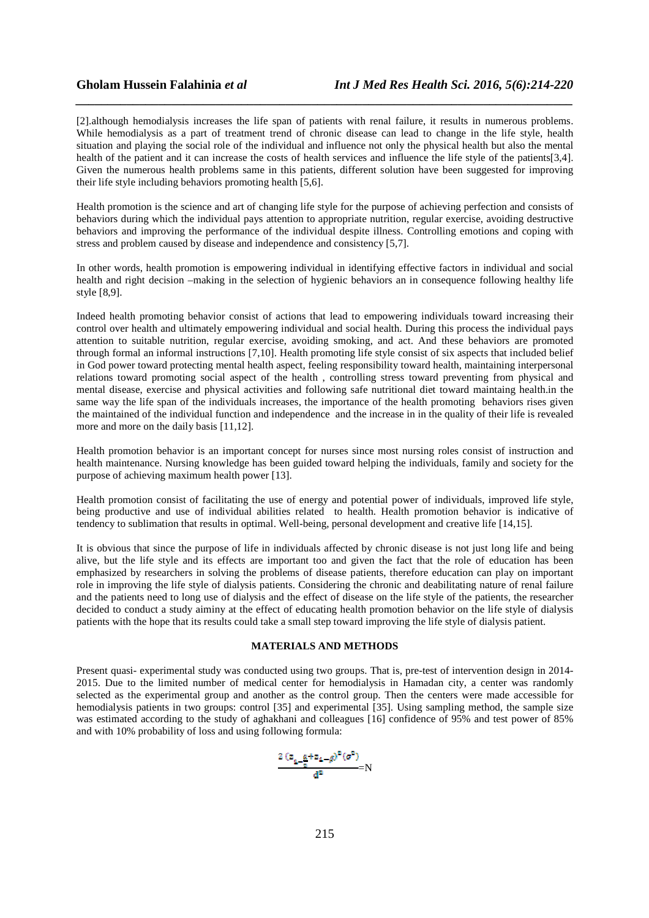[2].although hemodialysis increases the life span of patients with renal failure, it results in numerous problems. While hemodialysis as a part of treatment trend of chronic disease can lead to change in the life style, health situation and playing the social role of the individual and influence not only the physical health but also the mental health of the patient and it can increase the costs of health services and influence the life style of the patients[3,4]. Given the numerous health problems same in this patients, different solution have been suggested for improving their life style including behaviors promoting health [5,6].

Health promotion is the science and art of changing life style for the purpose of achieving perfection and consists of behaviors during which the individual pays attention to appropriate nutrition, regular exercise, avoiding destructive behaviors and improving the performance of the individual despite illness. Controlling emotions and coping with stress and problem caused by disease and independence and consistency [5,7].

In other words, health promotion is empowering individual in identifying effective factors in individual and social health and right decision –making in the selection of hygienic behaviors an in consequence following healthy life style [8,9].

Indeed health promoting behavior consist of actions that lead to empowering individuals toward increasing their control over health and ultimately empowering individual and social health. During this process the individual pays attention to suitable nutrition, regular exercise, avoiding smoking, and act. And these behaviors are promoted through formal an informal instructions [7,10]. Health promoting life style consist of six aspects that included belief in God power toward protecting mental health aspect, feeling responsibility toward health, maintaining interpersonal relations toward promoting social aspect of the health , controlling stress toward preventing from physical and mental disease, exercise and physical activities and following safe nutritional diet toward maintaing health.in the same way the life span of the individuals increases, the importance of the health promoting behaviors rises given the maintained of the individual function and independence and the increase in in the quality of their life is revealed more and more on the daily basis [11,12].

Health promotion behavior is an important concept for nurses since most nursing roles consist of instruction and health maintenance. Nursing knowledge has been guided toward helping the individuals, family and society for the purpose of achieving maximum health power [13].

Health promotion consist of facilitating the use of energy and potential power of individuals, improved life style, being productive and use of individual abilities related to health. Health promotion behavior is indicative of tendency to sublimation that results in optimal. Well-being, personal development and creative life [14,15].

It is obvious that since the purpose of life in individuals affected by chronic disease is not just long life and being alive, but the life style and its effects are important too and given the fact that the role of education has been emphasized by researchers in solving the problems of disease patients, therefore education can play on important role in improving the life style of dialysis patients. Considering the chronic and deabilitating nature of renal failure and the patients need to long use of dialysis and the effect of disease on the life style of the patients, the researcher decided to conduct a study aiminy at the effect of educating health promotion behavior on the life style of dialysis patients with the hope that its results could take a small step toward improving the life style of dialysis patient.

## MATERIALS AND METHODS

Present quasi- experimental study was conducted using two groups. That is, pre-test of intervention design in 2014-2015. Due to the limited number of medical center for hemodialysis in Hamadan city, a center was randomly selected as the experimental group and another as the control group. Then the centers were made accessible for hemodialysis patients in two groups: control [35] and experimental [35]. Using sampling method, the sample size was estimated according to the study of aghakhani and colleagues [16] confidence of 95% and test power of 85% and with 10% probability of loss and using following formula:

$$\frac{2\,(z_{1-\frac{\alpha}{2}}+z_{1-\beta})^2\,(\sigma^2)}{d^2}=N$$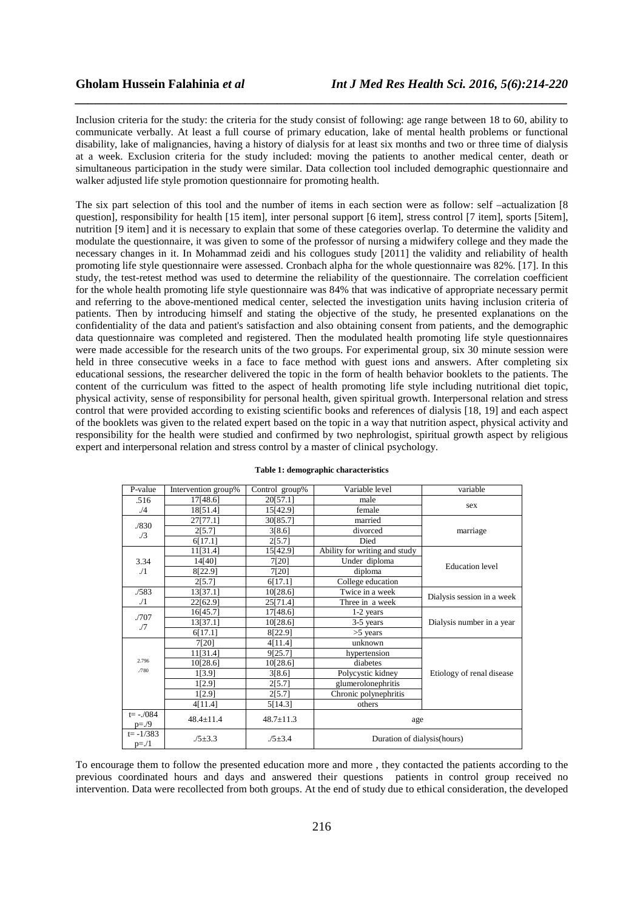Inclusion criteria for the study: the criteria for the study consist of following: age range between 18 to 60, ability to communicate verbally. At least a full course of primary education, lake of mental health problems or functional disability, lake of malignancies, having a history of dialysis for at least six months and two or three time of dialysis at a week. Exclusion criteria for the study included: moving the patients to another medical center, death or simultaneous participation in the study were similar. Data collection tool included demographic questionnaire and walker adjusted life style promotion questionnaire for promoting health.

The six part selection of this tool and the number of items in each section were as follow: self –actualization [8 question], responsibility for health [15 item], inter personal support [6 item], stress control [7 item], sports [5item], nutrition [9 item] and it is necessary to explain that some of these categories overlap. To determine the validity and modulate the questionnaire, it was given to some of the professor of nursing a midwifery college and they made the necessary changes in it. In Mohammad zeidi and his collogues study [2011] the validity and reliability of health promoting life style questionnaire were assessed. Cronbach alpha for the whole questionnaire was 82%. [17]. In this study, the test-retest method was used to determine the reliability of the questionnaire. The correlation coefficient for the whole health promoting life style questionnaire was 84% that was indicative of appropriate necessary permit and referring to the above-mentioned medical center, selected the investigation units having inclusion criteria of patients. Then by introducing himself and stating the objective of the study, he presented explanations on the confidentiality of the data and patient's satisfaction and also obtaining consent from patients, and the demographic data questionnaire was completed and registered. Then the modulated health promoting life style questionnaires were made accessible for the research units of the two groups. For experimental group, six 30 minute session were held in three consecutive weeks in a face to face method with guest ions and answers. After completing six educational sessions, the researcher delivered the topic in the form of health behavior booklets to the patients. The content of the curriculum was fitted to the aspect of health promoting life style including nutritional diet topic, physical activity, sense of responsibility for personal health, given spiritual growth. Interpersonal relation and stress control that were provided according to existing scientific books and references of dialysis [18, 19] and each aspect of the booklets was given to the related expert based on the topic in a way that nutrition aspect, physical activity and responsibility for the health were studied and confirmed by two nephrologist, spiritual growth aspect by religious expert and interpersonal relation and stress control by a master of clinical psychology.

**Table 1: demographic characteristics**

| P-value | Intervention group% | Control group% | Variable level | variable |
|---|---|---|---|---|
| .516 | 17[48.6] | 20[57.1] | male | sex |
| ./4 | 18[51.4] | 15[42.9] | female | |
| ./830 | 27[77.1] | 30[85.7] | married | marriage |
| ./3 | 2[5.7] | 3[8.6] | divorced | |
| | 6[17.1] | 2[5.7] | Died | |
| 3.34 | 11[31.4] | 15[42.9] | Ability for writing and study | Education level |
| ./1 | 14[40] | 7[20] | Under diploma | |
| | 8[22.9] | 7[20] | diploma | |
| | 2[5.7] | 6[17.1] | College education | |
| ./583 | 13[37.1] | 10[28.6] | Twice in a week | Dialysis session in a week |
| ./1 | 22[62.9] | 25[71.4] | Three in a week | |
| ./707 | 16[45.7] | 17[48.6] | 1-2 years | Dialysis number in a year |
| ./7 | 13[37.1] | 10[28.6] | 3-5 years | |
| | 6[17.1] | 8[22.9] | >5 years | |
| 2.796 | 7[20] | 4[11.4] | unknown | Etiology of renal disease |
| ./780 | 11[31.4] | 9[25.7] | hypertension | |
| | 10[28.6] | 10[28.6] | diabetes | |
| | 1[3.9] | 3[8.6] | Polycystic kidney | |
| | 1[2.9] | 2[5.7] | glumerolonephritis | |
| | 1[2.9] | 2[5.7] | Chronic polynephritis | |
| | 4[11.4] | 5[14.3] | others | |
| t= -./084 p=./9 | 48.4±11.4 | 48.7±11.3 | age | |
| t= -1/383 p=./1 | ./5±3.3 | ./5±3.4 | Duration of dialysis(hours) | |

To encourage them to follow the presented education more and more , they contacted the patients according to the previous coordinated hours and days and answered their questions patients in control group received no intervention. Data were recollected from both groups. At the end of study due to ethical consideration, the developed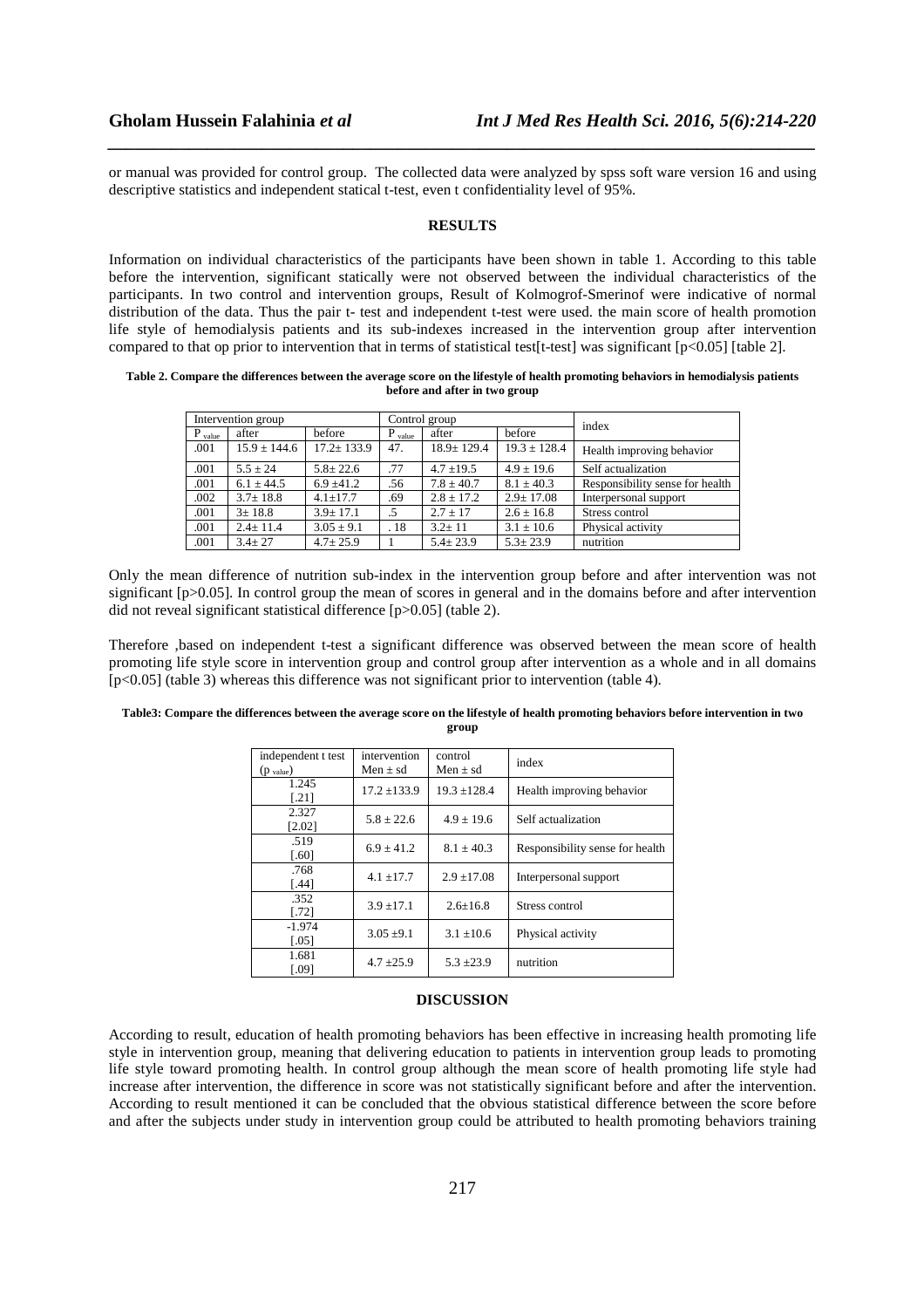or manual was provided for control group. The collected data were analyzed by spss soft ware version 16 and using descriptive statistics and independent statical t-test, even t confidentiality level of 95%.

## RESULTS

Information on individual characteristics of the participants have been shown in table 1. According to this table before the intervention, significant statically were not observed between the individual characteristics of the participants. In two control and intervention groups, Result of Kolmogrof-Smerinof were indicative of normal distribution of the data. Thus the pair t- test and independent t-test were used. the main score of health promotion life style of hemodialysis patients and its sub-indexes increased in the intervention group after intervention compared to that op prior to intervention that in terms of statistical test[t-test] was significant [p<0.05] [table 2].

**Table 2. Compare the differences between the average score on the lifestyle of health promoting behaviors in hemodialysis patients before and after in two group**

| Intervention group | | | Control group | | | index |
|---|---|---|---|---|---|---|
| $P_{value}$ | after | before | $P_{value}$ | after | before | |
| .001 | 15.9 ± 144.6 | 17.2± 133.9 | 47. | 18.9± 129.4 | 19.3 ± 128.4 | Health improving behavior |
| .001 | 5.5 ± 24 | 5.8± 22.6 | .77 | 4.7 ±19.5 | 4.9 ± 19.6 | Self actualization |
| .001 | 6.1 ± 44.5 | 6.9 ±41.2 | .56 | 7.8 ± 40.7 | 8.1 ± 40.3 | Responsibility sense for health |
| .002 | 3.7± 18.8 | 4.1±17.7 | .69 | 2.8 ± 17.2 | 2.9± 17.08 | Interpersonal support |
| .001 | 3± 18.8 | 3.9± 17.1 | .5 | 2.7 ± 17 | 2.6 ± 16.8 | Stress control |
| .001 | 2.4± 11.4 | 3.05 ± 9.1 | . 18 | 3.2± 11 | 3.1 ± 10.6 | Physical activity |
| .001 | 3.4± 27 | 4.7± 25.9 | 1 | 5.4± 23.9 | 5.3± 23.9 | nutrition |

Only the mean difference of nutrition sub-index in the intervention group before and after intervention was not significant [p>0.05]. In control group the mean of scores in general and in the domains before and after intervention did not reveal significant statistical difference [p>0.05] (table 2).

Therefore ,based on independent t-test a significant difference was observed between the mean score of health promoting life style score in intervention group and control group after intervention as a whole and in all domains [p<0.05] (table 3) whereas this difference was not significant prior to intervention (table 4).

**Table3: Compare the differences between the average score on the lifestyle of health promoting behaviors before intervention in two group**

| independent t test ($p_{value}$) | intervention Men ± sd | control Men ± sd | index |
|---|---|---|---|
| 1.245 [.21] | 17.2 ±133.9 | 19.3 ±128.4 | Health improving behavior |
| 2.327 [2.02] | 5.8 ± 22.6 | 4.9 ± 19.6 | Self actualization |
| .519 [.60] | 6.9 ± 41.2 | 8.1 ± 40.3 | Responsibility sense for health |
| .768 [.44] | 4.1 ±17.7 | 2.9 ±17.08 | Interpersonal support |
| .352 [.72] | 3.9 ±17.1 | 2.6±16.8 | Stress control |
| -1.974 [.05] | 3.05 ±9.1 | 3.1 ±10.6 | Physical activity |
| 1.681 [.09] | 4.7 ±25.9 | 5.3 ±23.9 | nutrition |

## DISCUSSION

According to result, education of health promoting behaviors has been effective in increasing health promoting life style in intervention group, meaning that delivering education to patients in intervention group leads to promoting life style toward promoting health. In control group although the mean score of health promoting life style had increase after intervention, the difference in score was not statistically significant before and after the intervention. According to result mentioned it can be concluded that the obvious statistical difference between the score before and after the subjects under study in intervention group could be attributed to health promoting behaviors training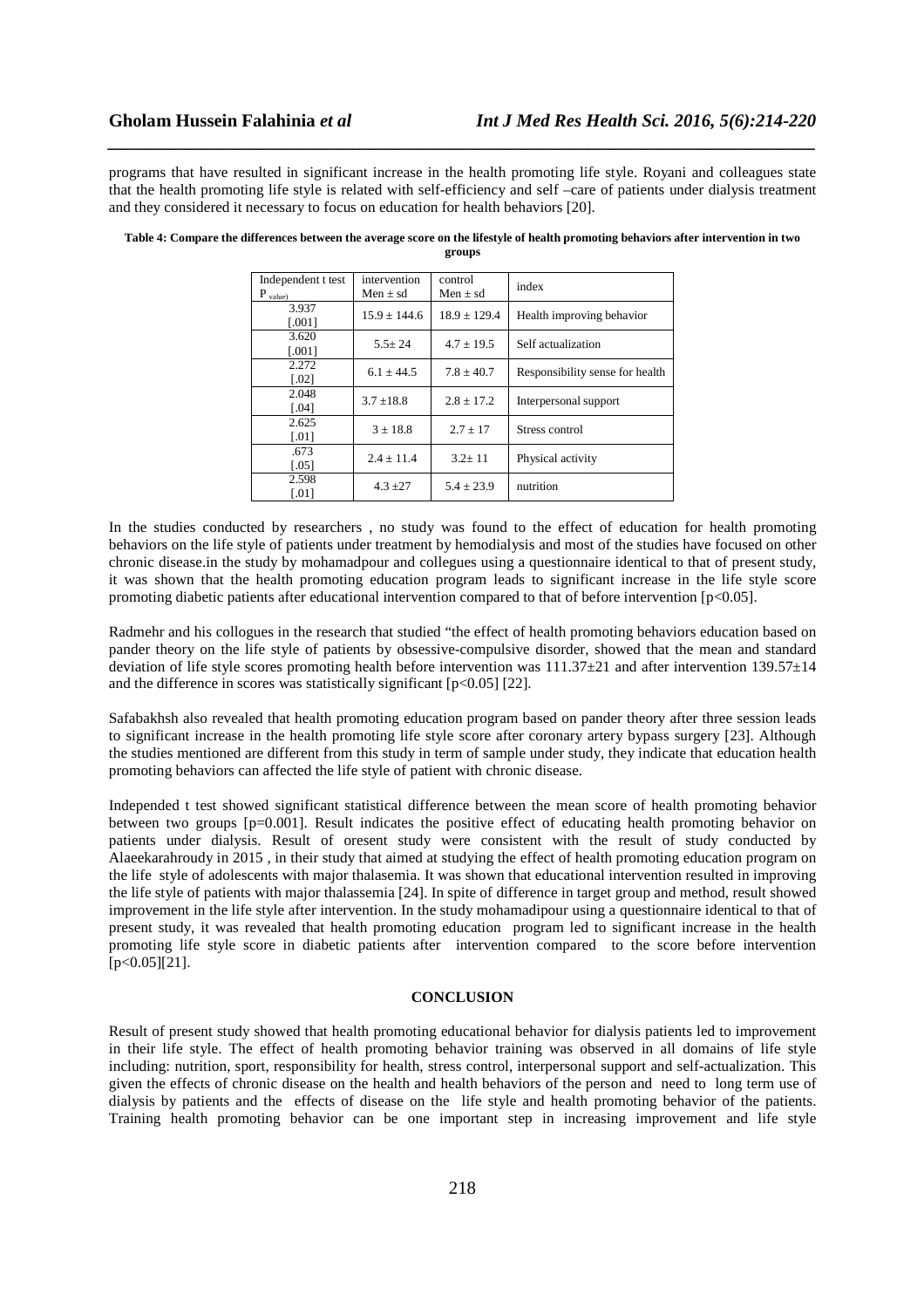programs that have resulted in significant increase in the health promoting life style. Royani and colleagues state that the health promoting life style is related with self-efficiency and self –care of patients under dialysis treatment and they considered it necessary to focus on education for health behaviors [20].

**Table 4: Compare the differences between the average score on the lifestyle of health promoting behaviors after intervention in two groups**

| Independent t test $P_{value)}$ | intervention Men ± sd | control Men ± sd | index |
|---|---|---|---|
| 3.937 [.001] | 15.9 ± 144.6 | 18.9 ± 129.4 | Health improving behavior |
| 3.620 [.001] | 5.5± 24 | 4.7 ± 19.5 | Self actualization |
| 2.272 [.02] | 6.1 ± 44.5 | 7.8 ± 40.7 | Responsibility sense for health |
| 2.048 [.04] | 3.7 ±18.8 | 2.8 ± 17.2 | Interpersonal support |
| 2.625 [.01] | 3 ± 18.8 | 2.7 ± 17 | Stress control |
| .673 [.05] | 2.4 ± 11.4 | 3.2± 11 | Physical activity |
| 2.598 [.01] | 4.3 ±27 | 5.4 ± 23.9 | nutrition |

In the studies conducted by researchers , no study was found to the effect of education for health promoting behaviors on the life style of patients under treatment by hemodialysis and most of the studies have focused on other chronic disease.in the study by mohamadpour and collegues using a questionnaire identical to that of present study, it was shown that the health promoting education program leads to significant increase in the life style score promoting diabetic patients after educational intervention compared to that of before intervention [p<0.05].

Radmehr and his collogues in the research that studied "the effect of health promoting behaviors education based on pander theory on the life style of patients by obsessive-compulsive disorder, showed that the mean and standard deviation of life style scores promoting health before intervention was 111.37±21 and after intervention 139.57±14 and the difference in scores was statistically significant [p<0.05] [22].

Safabakhsh also revealed that health promoting education program based on pander theory after three session leads to significant increase in the health promoting life style score after coronary artery bypass surgery [23]. Although the studies mentioned are different from this study in term of sample under study, they indicate that education health promoting behaviors can affected the life style of patient with chronic disease.

Independed t test showed significant statistical difference between the mean score of health promoting behavior between two groups [p=0.001]. Result indicates the positive effect of educating health promoting behavior on patients under dialysis. Result of oresent study were consistent with the result of study conducted by Alaeekarahroudy in 2015 , in their study that aimed at studying the effect of health promoting education program on the life style of adolescents with major thalasemia. It was shown that educational intervention resulted in improving the life style of patients with major thalassemia [24]. In spite of difference in target group and method, result showed improvement in the life style after intervention. In the study mohamadipour using a questionnaire identical to that of present study, it was revealed that health promoting education program led to significant increase in the health promoting life style score in diabetic patients after intervention compared to the score before intervention [p<0.05][21].

## CONCLUSION

Result of present study showed that health promoting educational behavior for dialysis patients led to improvement in their life style. The effect of health promoting behavior training was observed in all domains of life style including: nutrition, sport, responsibility for health, stress control, interpersonal support and self-actualization. This given the effects of chronic disease on the health and health behaviors of the person and need to long term use of dialysis by patients and the effects of disease on the life style and health promoting behavior of the patients. Training health promoting behavior can be one important step in increasing improvement and life style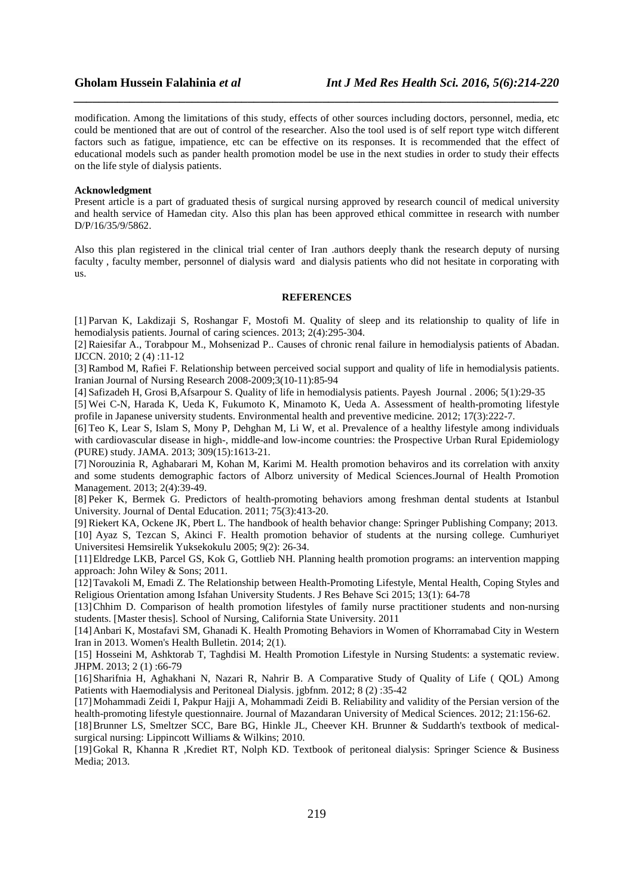modification. Among the limitations of this study, effects of other sources including doctors, personnel, media, etc could be mentioned that are out of control of the researcher. Also the tool used is of self report type witch different factors such as fatigue, impatience, etc can be effective on its responses. It is recommended that the effect of educational models such as pander health promotion model be use in the next studies in order to study their effects on the life style of dialysis patients.

**Acknowledgment**

Present article is a part of graduated thesis of surgical nursing approved by research council of medical university and health service of Hamedan city. Also this plan has been approved ethical committee in research with number D/P/16/35/9/5862.

Also this plan registered in the clinical trial center of Iran .authors deeply thank the research deputy of nursing faculty , faculty member, personnel of dialysis ward and dialysis patients who did not hesitate in corporating with us.

## REFERENCES

[1] Parvan K, Lakdizaji S, Roshangar F, Mostofi M. Quality of sleep and its relationship to quality of life in hemodialysis patients. Journal of caring sciences. 2013; 2(4):295-304.

[2] Raiesifar A., Torabpour M., Mohsenizad P.. Causes of chronic renal failure in hemodialysis patients of Abadan. IJCCN. 2010; 2 (4) :11-12

[3] Rambod M, Rafiei F. Relationship between perceived social support and quality of life in hemodialysis patients. Iranian Journal of Nursing Research 2008-2009;3(10-11):85-94

[4] Safizadeh H, Grosi B,Afsarpour S. Quality of life in hemodialysis patients. Payesh Journal . 2006; 5(1):29-35

[5] Wei C-N, Harada K, Ueda K, Fukumoto K, Minamoto K, Ueda A. Assessment of health-promoting lifestyle profile in Japanese university students. Environmental health and preventive medicine. 2012; 17(3):222-7.

[6] Teo K, Lear S, Islam S, Mony P, Dehghan M, Li W, et al. Prevalence of a healthy lifestyle among individuals with cardiovascular disease in high-, middle-and low-income countries: the Prospective Urban Rural Epidemiology (PURE) study. JAMA. 2013; 309(15):1613-21.

[7] Norouzinia R, Aghabarari M, Kohan M, Karimi M. Health promotion behaviros and its correlation with anxity and some students demographic factors of Alborz university of Medical Sciences.Journal of Health Promotion Management. 2013; 2(4):39-49.

[8] Peker K, Bermek G. Predictors of health-promoting behaviors among freshman dental students at Istanbul University. Journal of Dental Education. 2011; 75(3):413-20.

[9] Riekert KA, Ockene JK, Pbert L. The handbook of health behavior change: Springer Publishing Company; 2013.

[10] Ayaz S, Tezcan S, Akinci F. Health promotion behavior of students at the nursing college. Cumhuriyet Universitesi Hemsirelik Yuksekokulu 2005; 9(2): 26-34.

[11] Eldredge LKB, Parcel GS, Kok G, Gottlieb NH. Planning health promotion programs: an intervention mapping approach: John Wiley & Sons; 2011.

[12] Tavakoli M, Emadi Z. The Relationship between Health-Promoting Lifestyle, Mental Health, Coping Styles and Religious Orientation among Isfahan University Students. J Res Behave Sci 2015; 13(1): 64-78

[13] Chhim D. Comparison of health promotion lifestyles of family nurse practitioner students and non-nursing students. [Master thesis]. School of Nursing, California State University. 2011

[14] Anbari K, Mostafavi SM, Ghanadi K. Health Promoting Behaviors in Women of Khorramabad City in Western Iran in 2013. Women's Health Bulletin. 2014; 2(1).

[15] Hosseini M, Ashktorab T, Taghdisi M. Health Promotion Lifestyle in Nursing Students: a systematic review. JHPM. 2013; 2 (1) :66-79

[16] Sharifnia H, Aghakhani N, Nazari R, Nahrir B. A Comparative Study of Quality of Life ( QOL) Among Patients with Haemodialysis and Peritoneal Dialysis. jgbfnm. 2012; 8 (2) :35-42

[17] Mohammadi Zeidi I, Pakpur Hajji A, Mohammadi Zeidi B. Reliability and validity of the Persian version of the health-promoting lifestyle questionnaire. Journal of Mazandaran University of Medical Sciences. 2012; 21:156-62.

[18] Brunner LS, Smeltzer SCC, Bare BG, Hinkle JL, Cheever KH. Brunner & Suddarth's textbook of medical-surgical nursing: Lippincott Williams & Wilkins; 2010.

[19] Gokal R, Khanna R ,Krediet RT, Nolph KD. Textbook of peritoneal dialysis: Springer Science & Business Media; 2013.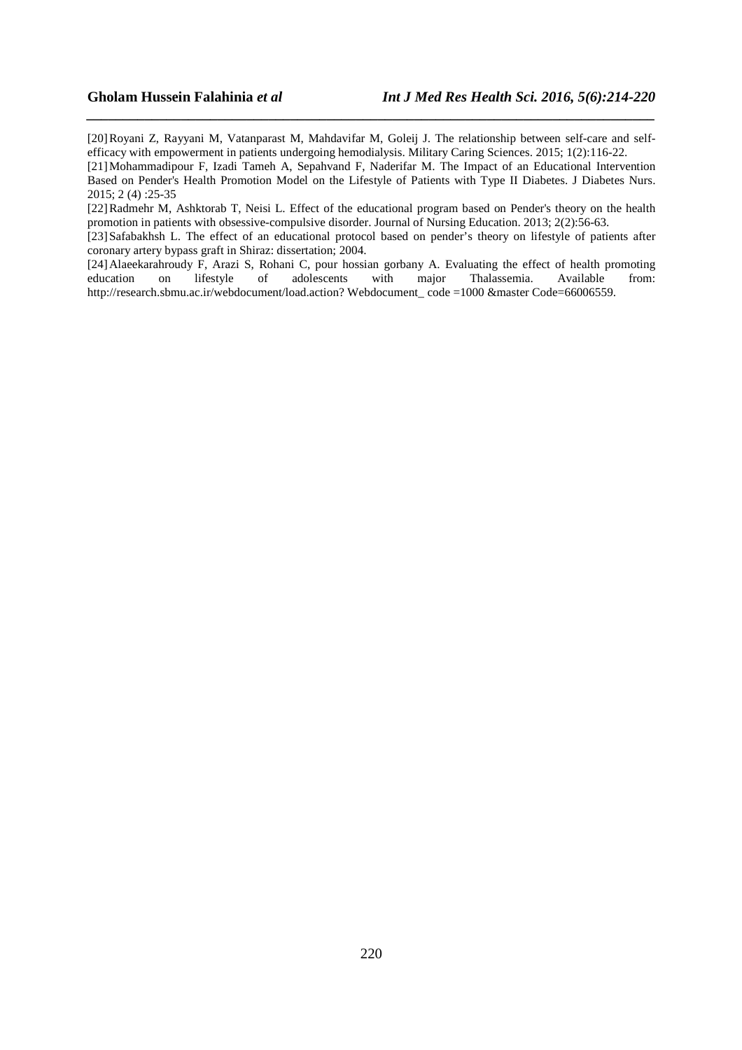[20] Royani Z, Rayyani M, Vatanparast M, Mahdavifar M, Goleij J. The relationship between self-care and self-efficacy with empowerment in patients undergoing hemodialysis. Military Caring Sciences. 2015; 1(2):116-22.

[21] Mohammadipour F, Izadi Tameh A, Sepahvand F, Naderifar M. The Impact of an Educational Intervention Based on Pender's Health Promotion Model on the Lifestyle of Patients with Type II Diabetes. J Diabetes Nurs. 2015; 2 (4) :25-35

[22] Radmehr M, Ashktorab T, Neisi L. Effect of the educational program based on Pender's theory on the health promotion in patients with obsessive-compulsive disorder. Journal of Nursing Education. 2013; 2(2):56-63.

[23] Safabakhsh L. The effect of an educational protocol based on pender's theory on lifestyle of patients after coronary artery bypass graft in Shiraz: dissertation; 2004.

[24] Alaeekarahroudy F, Arazi S, Rohani C, pour hossian gorbany A. Evaluating the effect of health promoting education on lifestyle of adolescents with major Thalassemia. Available from: http://research.sbmu.ac.ir/webdocument/load.action? Webdocument_ code =1000 &master Code=66006559.